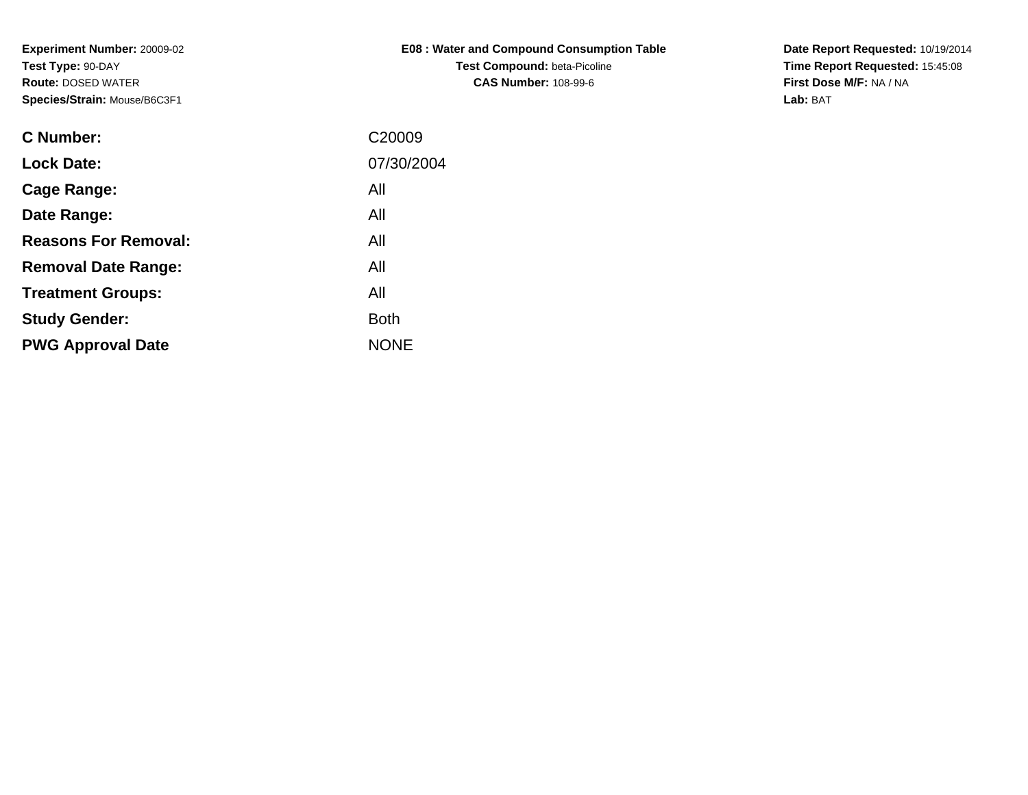**Experiment Number:** 20009-02
**Test Type:** 90-DAY
**Route:** DOSED WATER
**Species/Strain:** Mouse/B6C3F1

**E08 : Water and Compound Consumption Table**
**Test Compound:** beta-Picoline
**CAS Number:** 108-99-6

**Date Report Requested:** 10/19/2014
**Time Report Requested:** 15:45:08
**First Dose M/F:** NA / NA
**Lab:** BAT

| | |
|---|---|
| **C Number:** | C20009 |
| **Lock Date:** | 07/30/2004 |
| **Cage Range:** | All |
| **Date Range:** | All |
| **Reasons For Removal:** | All |
| **Removal Date Range:** | All |
| **Treatment Groups:** | All |
| **Study Gender:** | Both |
| **PWG Approval Date** | NONE |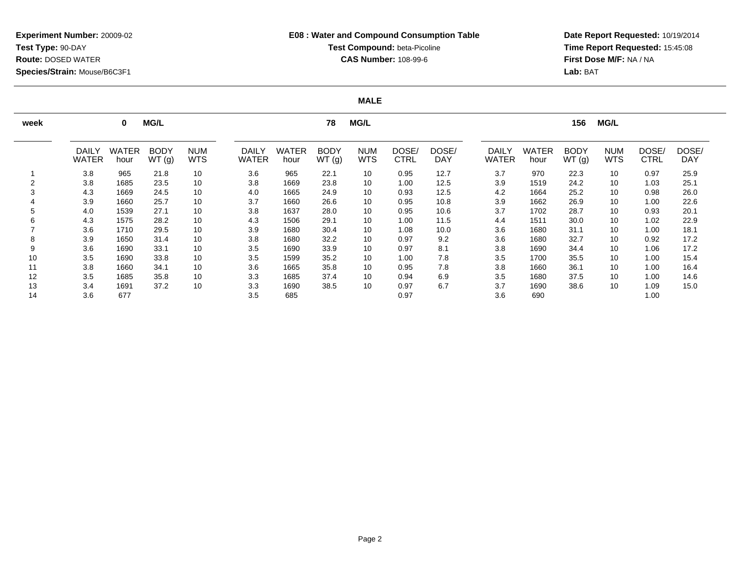**Experiment Number:** 20009-02
**Test Type:** 90-DAY
**Route:** DOSED WATER
**Species/Strain:** Mouse/B6C3F1

**E08 : Water and Compound Consumption Table**
**Test Compound:** beta-Picoline
**CAS Number:** 108-99-6

**Date Report Requested:** 10/19/2014
**Time Report Requested:** 15:45:08
**First Dose M/F:** NA / NA
**Lab:** BAT

**MALE**

| week | 0 MG/L | | | | 78 MG/L | | | | | | 156 MG/L | | | | | |
|---|---|---|---|---|---|---|---|---|---|---|---|---|---|---|---|---|
| | DAILY WATER | WATER hour | BODY WT (g) | NUM WTS | DAILY WATER | WATER hour | BODY WT (g) | NUM WTS | DOSE/ CTRL | DOSE/ DAY | DAILY WATER | WATER hour | BODY WT (g) | NUM WTS | DOSE/ CTRL | DOSE/ DAY |
| 1 | 3.8 | 965 | 21.8 | 10 | 3.6 | 965 | 22.1 | 10 | 0.95 | 12.7 | 3.7 | 970 | 22.3 | 10 | 0.97 | 25.9 |
| 2 | 3.8 | 1685 | 23.5 | 10 | 3.8 | 1669 | 23.8 | 10 | 1.00 | 12.5 | 3.9 | 1519 | 24.2 | 10 | 1.03 | 25.1 |
| 3 | 4.3 | 1669 | 24.5 | 10 | 4.0 | 1665 | 24.9 | 10 | 0.93 | 12.5 | 4.2 | 1664 | 25.2 | 10 | 0.98 | 26.0 |
| 4 | 3.9 | 1660 | 25.7 | 10 | 3.7 | 1660 | 26.6 | 10 | 0.95 | 10.8 | 3.9 | 1662 | 26.9 | 10 | 1.00 | 22.6 |
| 5 | 4.0 | 1539 | 27.1 | 10 | 3.8 | 1637 | 28.0 | 10 | 0.95 | 10.6 | 3.7 | 1702 | 28.7 | 10 | 0.93 | 20.1 |
| 6 | 4.3 | 1575 | 28.2 | 10 | 4.3 | 1506 | 29.1 | 10 | 1.00 | 11.5 | 4.4 | 1511 | 30.0 | 10 | 1.02 | 22.9 |
| 7 | 3.6 | 1710 | 29.5 | 10 | 3.9 | 1680 | 30.4 | 10 | 1.08 | 10.0 | 3.6 | 1680 | 31.1 | 10 | 1.00 | 18.1 |
| 8 | 3.9 | 1650 | 31.4 | 10 | 3.8 | 1680 | 32.2 | 10 | 0.97 | 9.2 | 3.6 | 1680 | 32.7 | 10 | 0.92 | 17.2 |
| 9 | 3.6 | 1690 | 33.1 | 10 | 3.5 | 1690 | 33.9 | 10 | 0.97 | 8.1 | 3.8 | 1690 | 34.4 | 10 | 1.06 | 17.2 |
| 10 | 3.5 | 1690 | 33.8 | 10 | 3.5 | 1599 | 35.2 | 10 | 1.00 | 7.8 | 3.5 | 1700 | 35.5 | 10 | 1.00 | 15.4 |
| 11 | 3.8 | 1660 | 34.1 | 10 | 3.6 | 1665 | 35.8 | 10 | 0.95 | 7.8 | 3.8 | 1660 | 36.1 | 10 | 1.00 | 16.4 |
| 12 | 3.5 | 1685 | 35.8 | 10 | 3.3 | 1685 | 37.4 | 10 | 0.94 | 6.9 | 3.5 | 1680 | 37.5 | 10 | 1.00 | 14.6 |
| 13 | 3.4 | 1691 | 37.2 | 10 | 3.3 | 1690 | 38.5 | 10 | 0.97 | 6.7 | 3.7 | 1690 | 38.6 | 10 | 1.09 | 15.0 |
| 14 | 3.6 | 677 | | | 3.5 | 685 | | | 0.97 | | 3.6 | 690 | | | 1.00 | |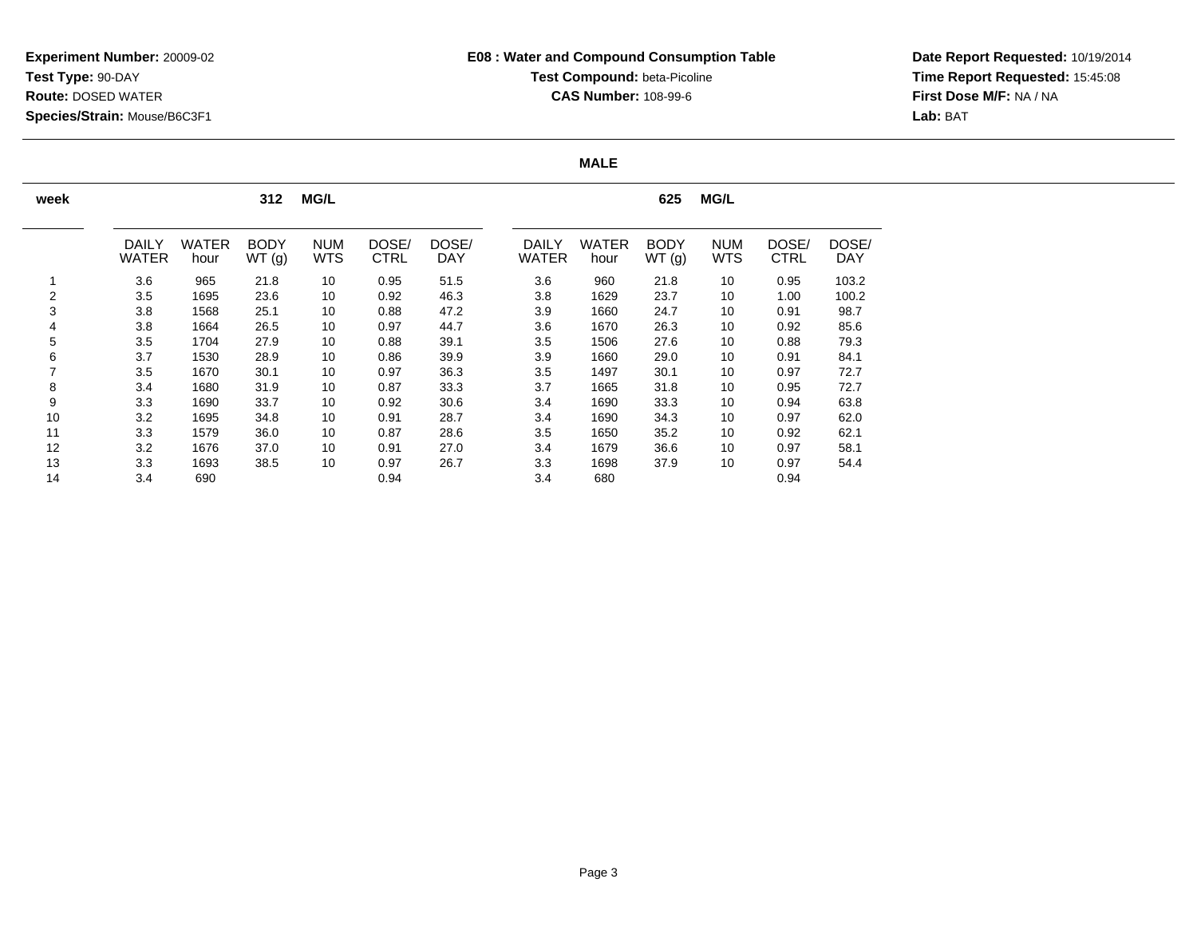**Experiment Number:** 20009-02
**Test Type:** 90-DAY
**Route:** DOSED WATER
**Species/Strain:** Mouse/B6C3F1

**E08 : Water and Compound Consumption Table**
**Test Compound:** beta-Picoline
**CAS Number:** 108-99-6

**Date Report Requested:** 10/19/2014
**Time Report Requested:** 15:45:08
**First Dose M/F:** NA / NA
**Lab:** BAT

## MALE

| week | 312 MG/L | | | | | | 625 MG/L | | | | | |
|---|---|---|---|---|---|---|---|---|---|---|---|---|
| | DAILY WATER | WATER hour | BODY WT (g) | NUM WTS | DOSE/ CTRL | DOSE/ DAY | DAILY WATER | WATER hour | BODY WT (g) | NUM WTS | DOSE/ CTRL | DOSE/ DAY |
| 1 | 3.6 | 965 | 21.8 | 10 | 0.95 | 51.5 | 3.6 | 960 | 21.8 | 10 | 0.95 | 103.2 |
| 2 | 3.5 | 1695 | 23.6 | 10 | 0.92 | 46.3 | 3.8 | 1629 | 23.7 | 10 | 1.00 | 100.2 |
| 3 | 3.8 | 1568 | 25.1 | 10 | 0.88 | 47.2 | 3.9 | 1660 | 24.7 | 10 | 0.91 | 98.7 |
| 4 | 3.8 | 1664 | 26.5 | 10 | 0.97 | 44.7 | 3.6 | 1670 | 26.3 | 10 | 0.92 | 85.6 |
| 5 | 3.5 | 1704 | 27.9 | 10 | 0.88 | 39.1 | 3.5 | 1506 | 27.6 | 10 | 0.88 | 79.3 |
| 6 | 3.7 | 1530 | 28.9 | 10 | 0.86 | 39.9 | 3.9 | 1660 | 29.0 | 10 | 0.91 | 84.1 |
| 7 | 3.5 | 1670 | 30.1 | 10 | 0.97 | 36.3 | 3.5 | 1497 | 30.1 | 10 | 0.97 | 72.7 |
| 8 | 3.4 | 1680 | 31.9 | 10 | 0.87 | 33.3 | 3.7 | 1665 | 31.8 | 10 | 0.95 | 72.7 |
| 9 | 3.3 | 1690 | 33.7 | 10 | 0.92 | 30.6 | 3.4 | 1690 | 33.3 | 10 | 0.94 | 63.8 |
| 10 | 3.2 | 1695 | 34.8 | 10 | 0.91 | 28.7 | 3.4 | 1690 | 34.3 | 10 | 0.97 | 62.0 |
| 11 | 3.3 | 1579 | 36.0 | 10 | 0.87 | 28.6 | 3.5 | 1650 | 35.2 | 10 | 0.92 | 62.1 |
| 12 | 3.2 | 1676 | 37.0 | 10 | 0.91 | 27.0 | 3.4 | 1679 | 36.6 | 10 | 0.97 | 58.1 |
| 13 | 3.3 | 1693 | 38.5 | 10 | 0.97 | 26.7 | 3.3 | 1698 | 37.9 | 10 | 0.97 | 54.4 |
| 14 | 3.4 | 690 | | | 0.94 | | 3.4 | 680 | | | 0.94 | |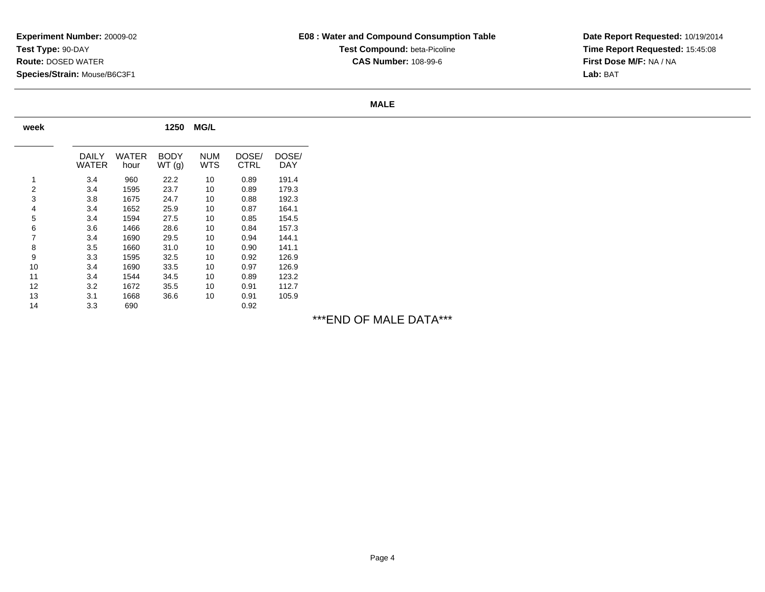**Experiment Number:** 20009-02
**Test Type:** 90-DAY
**Route:** DOSED WATER
**Species/Strain:** Mouse/B6C3F1

**E08 : Water and Compound Consumption Table**
**Test Compound:** beta-Picoline
**CAS Number:** 108-99-6

**Date Report Requested:** 10/19/2014
**Time Report Requested:** 15:45:08
**First Dose M/F:** NA / NA
**Lab:** BAT

**MALE**

| week | 1250 MG/L | | | | | |
|---|---|---|---|---|---|---|
| | DAILY WATER | WATER hour | BODY WT (g) | NUM WTS | DOSE/ CTRL | DOSE/ DAY |
| 1 | 3.4 | 960 | 22.2 | 10 | 0.89 | 191.4 |
| 2 | 3.4 | 1595 | 23.7 | 10 | 0.89 | 179.3 |
| 3 | 3.8 | 1675 | 24.7 | 10 | 0.88 | 192.3 |
| 4 | 3.4 | 1652 | 25.9 | 10 | 0.87 | 164.1 |
| 5 | 3.4 | 1594 | 27.5 | 10 | 0.85 | 154.5 |
| 6 | 3.6 | 1466 | 28.6 | 10 | 0.84 | 157.3 |
| 7 | 3.4 | 1690 | 29.5 | 10 | 0.94 | 144.1 |
| 8 | 3.5 | 1660 | 31.0 | 10 | 0.90 | 141.1 |
| 9 | 3.3 | 1595 | 32.5 | 10 | 0.92 | 126.9 |
| 10 | 3.4 | 1690 | 33.5 | 10 | 0.97 | 126.9 |
| 11 | 3.4 | 1544 | 34.5 | 10 | 0.89 | 123.2 |
| 12 | 3.2 | 1672 | 35.5 | 10 | 0.91 | 112.7 |
| 13 | 3.1 | 1668 | 36.6 | 10 | 0.91 | 105.9 |
| 14 | 3.3 | 690 | | | 0.92 | |

***END OF MALE DATA***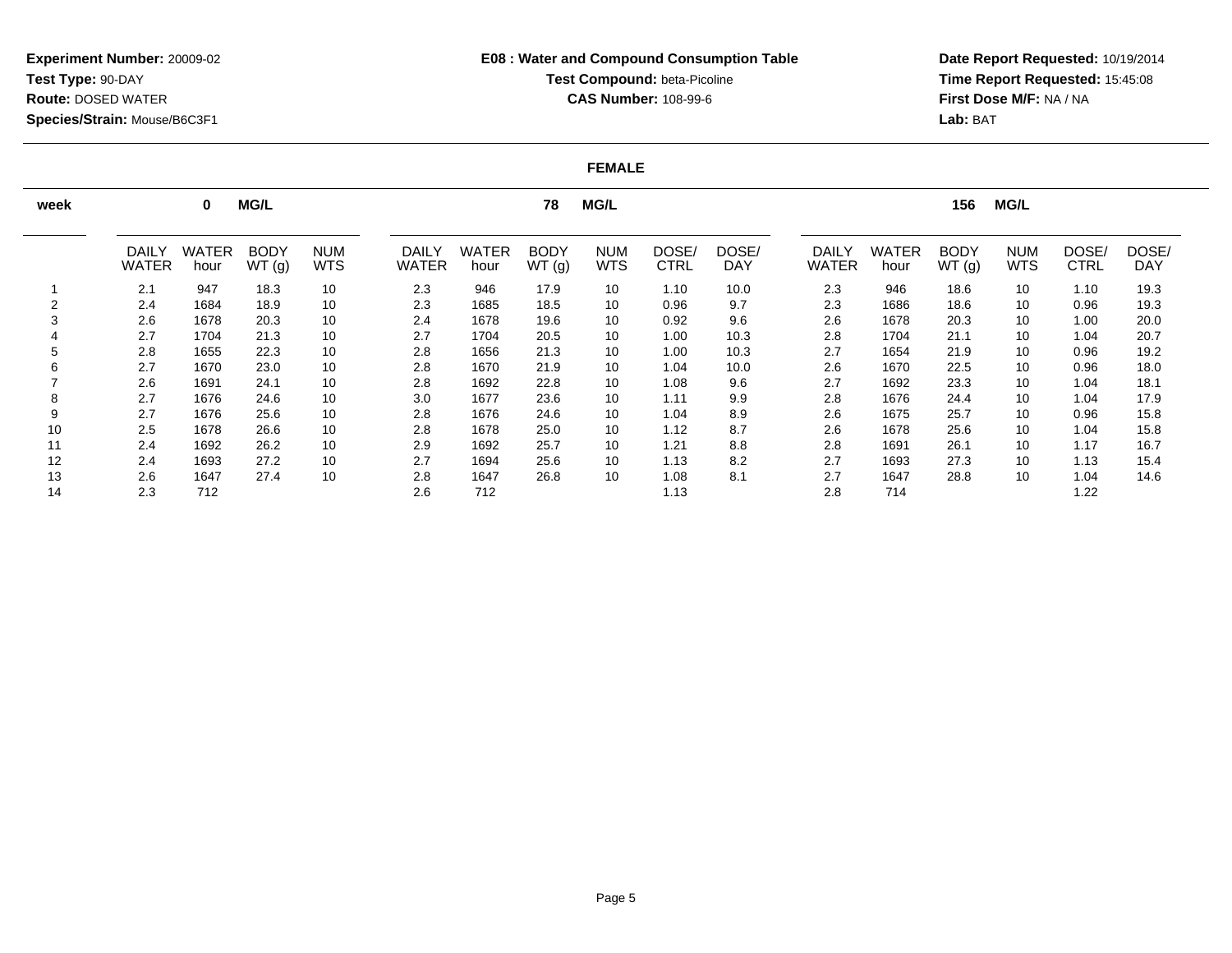**Experiment Number:** 20009-02
**Test Type:** 90-DAY
**Route:** DOSED WATER
**Species/Strain:** Mouse/B6C3F1

**E08 : Water and Compound Consumption Table**
**Test Compound:** beta-Picoline
**CAS Number:** 108-99-6

**Date Report Requested:** 10/19/2014
**Time Report Requested:** 15:45:08
**First Dose M/F:** NA / NA
**Lab:** BAT

**FEMALE**

| week | 0 MG/L | | | | 78 MG/L | | | | | | 156 MG/L | | | | | |
|---|---|---|---|---|---|---|---|---|---|---|---|---|---|---|---|---|
| | DAILY WATER | WATER hour | BODY WT (g) | NUM WTS | DAILY WATER | WATER hour | BODY WT (g) | NUM WTS | DOSE/ CTRL | DOSE/ DAY | DAILY WATER | WATER hour | BODY WT (g) | NUM WTS | DOSE/ CTRL | DOSE/ DAY |
| 1 | 2.1 | 947 | 18.3 | 10 | 2.3 | 946 | 17.9 | 10 | 1.10 | 10.0 | 2.3 | 946 | 18.6 | 10 | 1.10 | 19.3 |
| 2 | 2.4 | 1684 | 18.9 | 10 | 2.3 | 1685 | 18.5 | 10 | 0.96 | 9.7 | 2.3 | 1686 | 18.6 | 10 | 0.96 | 19.3 |
| 3 | 2.6 | 1678 | 20.3 | 10 | 2.4 | 1678 | 19.6 | 10 | 0.92 | 9.6 | 2.6 | 1678 | 20.3 | 10 | 1.00 | 20.0 |
| 4 | 2.7 | 1704 | 21.3 | 10 | 2.7 | 1704 | 20.5 | 10 | 1.00 | 10.3 | 2.8 | 1704 | 21.1 | 10 | 1.04 | 20.7 |
| 5 | 2.8 | 1655 | 22.3 | 10 | 2.8 | 1656 | 21.3 | 10 | 1.00 | 10.3 | 2.7 | 1654 | 21.9 | 10 | 0.96 | 19.2 |
| 6 | 2.7 | 1670 | 23.0 | 10 | 2.8 | 1670 | 21.9 | 10 | 1.04 | 10.0 | 2.6 | 1670 | 22.5 | 10 | 0.96 | 18.0 |
| 7 | 2.6 | 1691 | 24.1 | 10 | 2.8 | 1692 | 22.8 | 10 | 1.08 | 9.6 | 2.7 | 1692 | 23.3 | 10 | 1.04 | 18.1 |
| 8 | 2.7 | 1676 | 24.6 | 10 | 3.0 | 1677 | 23.6 | 10 | 1.11 | 9.9 | 2.8 | 1676 | 24.4 | 10 | 1.04 | 17.9 |
| 9 | 2.7 | 1676 | 25.6 | 10 | 2.8 | 1676 | 24.6 | 10 | 1.04 | 8.9 | 2.6 | 1675 | 25.7 | 10 | 0.96 | 15.8 |
| 10 | 2.5 | 1678 | 26.6 | 10 | 2.8 | 1678 | 25.0 | 10 | 1.12 | 8.7 | 2.6 | 1678 | 25.6 | 10 | 1.04 | 15.8 |
| 11 | 2.4 | 1692 | 26.2 | 10 | 2.9 | 1692 | 25.7 | 10 | 1.21 | 8.8 | 2.8 | 1691 | 26.1 | 10 | 1.17 | 16.7 |
| 12 | 2.4 | 1693 | 27.2 | 10 | 2.7 | 1694 | 25.6 | 10 | 1.13 | 8.2 | 2.7 | 1693 | 27.3 | 10 | 1.13 | 15.4 |
| 13 | 2.6 | 1647 | 27.4 | 10 | 2.8 | 1647 | 26.8 | 10 | 1.08 | 8.1 | 2.7 | 1647 | 28.8 | 10 | 1.04 | 14.6 |
| 14 | 2.3 | 712 | | | 2.6 | 712 | | | 1.13 | | 2.8 | 714 | | | 1.22 | |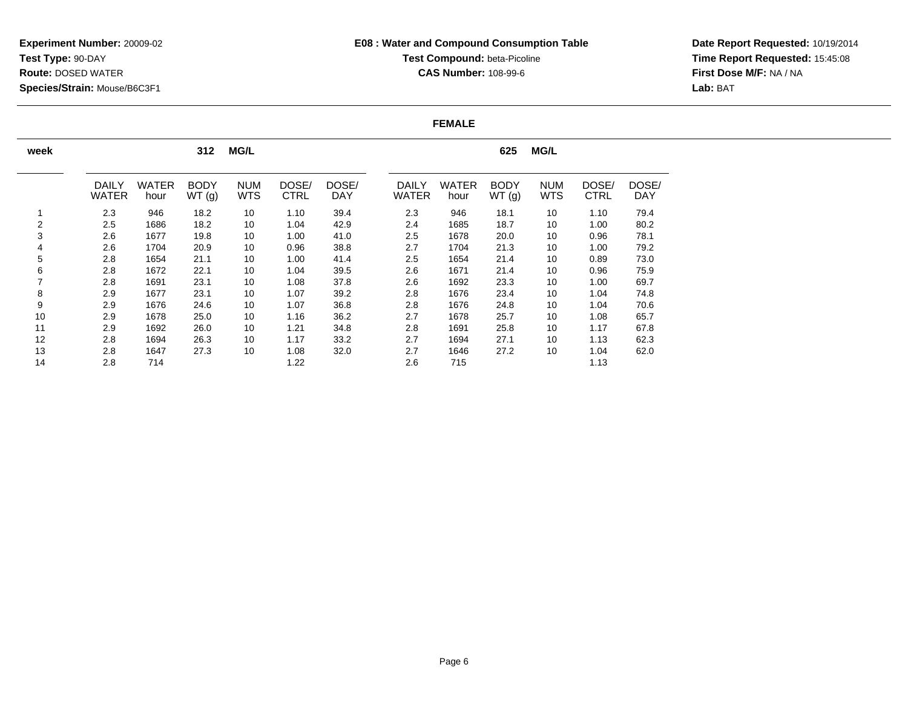**Experiment Number:** 20009-02
**Test Type:** 90-DAY
**Route:** DOSED WATER
**Species/Strain:** Mouse/B6C3F1

**E08 : Water and Compound Consumption Table**
**Test Compound:** beta-Picoline
**CAS Number:** 108-99-6

**Date Report Requested:** 10/19/2014
**Time Report Requested:** 15:45:08
**First Dose M/F:** NA / NA
**Lab:** BAT

**FEMALE**

| week | 312 MG/L | | | | | | 625 MG/L | | | | | |
|---|---|---|---|---|---|---|---|---|---|---|---|---|
| | DAILY WATER | WATER hour | BODY WT (g) | NUM WTS | DOSE/ CTRL | DOSE/ DAY | DAILY WATER | WATER hour | BODY WT (g) | NUM WTS | DOSE/ CTRL | DOSE/ DAY |
| 1 | 2.3 | 946 | 18.2 | 10 | 1.10 | 39.4 | 2.3 | 946 | 18.1 | 10 | 1.10 | 79.4 |
| 2 | 2.5 | 1686 | 18.2 | 10 | 1.04 | 42.9 | 2.4 | 1685 | 18.7 | 10 | 1.00 | 80.2 |
| 3 | 2.6 | 1677 | 19.8 | 10 | 1.00 | 41.0 | 2.5 | 1678 | 20.0 | 10 | 0.96 | 78.1 |
| 4 | 2.6 | 1704 | 20.9 | 10 | 0.96 | 38.8 | 2.7 | 1704 | 21.3 | 10 | 1.00 | 79.2 |
| 5 | 2.8 | 1654 | 21.1 | 10 | 1.00 | 41.4 | 2.5 | 1654 | 21.4 | 10 | 0.89 | 73.0 |
| 6 | 2.8 | 1672 | 22.1 | 10 | 1.04 | 39.5 | 2.6 | 1671 | 21.4 | 10 | 0.96 | 75.9 |
| 7 | 2.8 | 1691 | 23.1 | 10 | 1.08 | 37.8 | 2.6 | 1692 | 23.3 | 10 | 1.00 | 69.7 |
| 8 | 2.9 | 1677 | 23.1 | 10 | 1.07 | 39.2 | 2.8 | 1676 | 23.4 | 10 | 1.04 | 74.8 |
| 9 | 2.9 | 1676 | 24.6 | 10 | 1.07 | 36.8 | 2.8 | 1676 | 24.8 | 10 | 1.04 | 70.6 |
| 10 | 2.9 | 1678 | 25.0 | 10 | 1.16 | 36.2 | 2.7 | 1678 | 25.7 | 10 | 1.08 | 65.7 |
| 11 | 2.9 | 1692 | 26.0 | 10 | 1.21 | 34.8 | 2.8 | 1691 | 25.8 | 10 | 1.17 | 67.8 |
| 12 | 2.8 | 1694 | 26.3 | 10 | 1.17 | 33.2 | 2.7 | 1694 | 27.1 | 10 | 1.13 | 62.3 |
| 13 | 2.8 | 1647 | 27.3 | 10 | 1.08 | 32.0 | 2.7 | 1646 | 27.2 | 10 | 1.04 | 62.0 |
| 14 | 2.8 | 714 | | | 1.22 | | 2.6 | 715 | | | 1.13 | |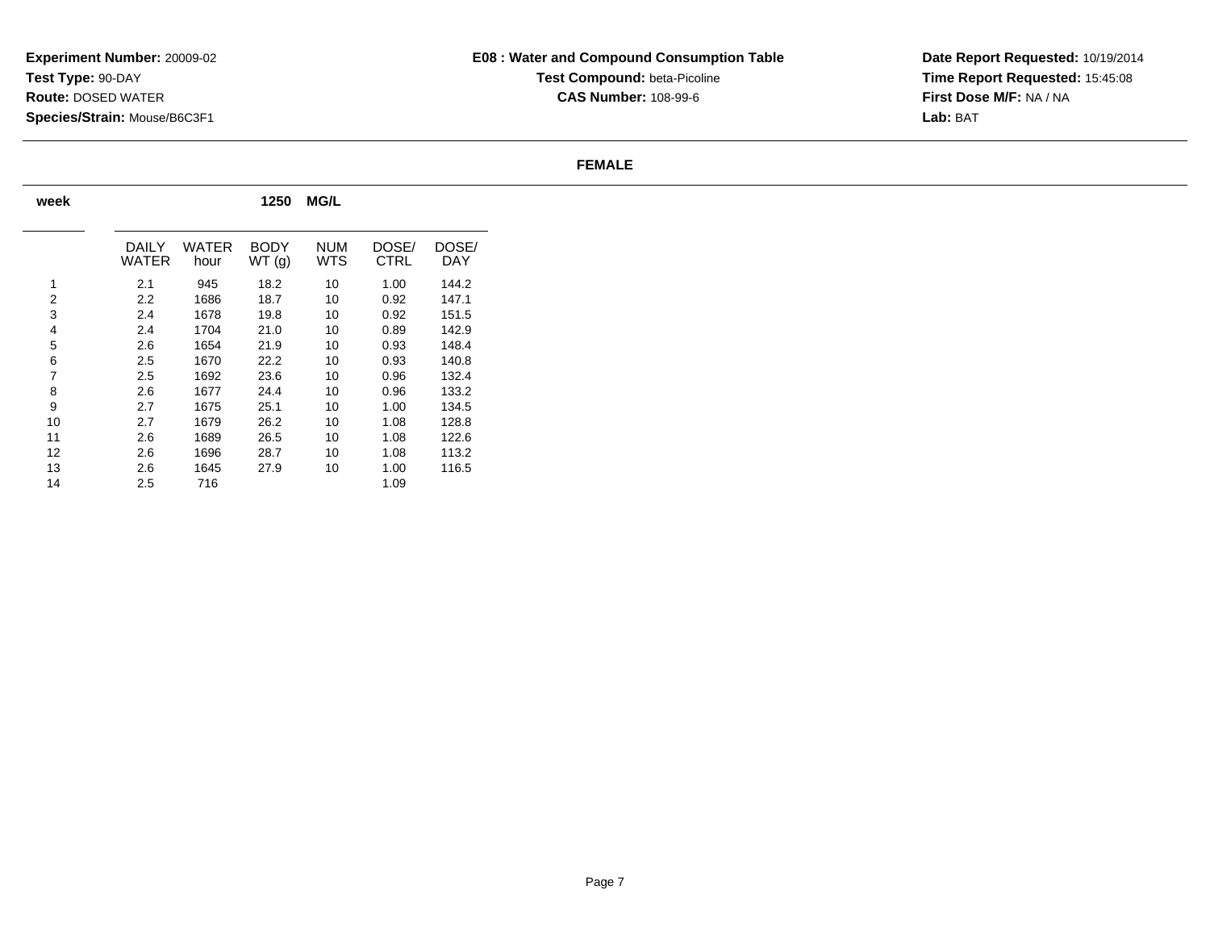**Experiment Number:** 20009-02
**Test Type:** 90-DAY
**Route:** DOSED WATER
**Species/Strain:** Mouse/B6C3F1

**E08 : Water and Compound Consumption Table**
**Test Compound:** beta-Picoline
**CAS Number:** 108-99-6

**Date Report Requested:** 10/19/2014
**Time Report Requested:** 15:45:08
**First Dose M/F:** NA / NA
**Lab:** BAT

**FEMALE**

| week | 1250 MG/L | | | | | |
|---|---|---|---|---|---|---|
| | DAILY WATER | WATER hour | BODY WT (g) | NUM WTS | DOSE/ CTRL | DOSE/ DAY |
| 1 | 2.1 | 945 | 18.2 | 10 | 1.00 | 144.2 |
| 2 | 2.2 | 1686 | 18.7 | 10 | 0.92 | 147.1 |
| 3 | 2.4 | 1678 | 19.8 | 10 | 0.92 | 151.5 |
| 4 | 2.4 | 1704 | 21.0 | 10 | 0.89 | 142.9 |
| 5 | 2.6 | 1654 | 21.9 | 10 | 0.93 | 148.4 |
| 6 | 2.5 | 1670 | 22.2 | 10 | 0.93 | 140.8 |
| 7 | 2.5 | 1692 | 23.6 | 10 | 0.96 | 132.4 |
| 8 | 2.6 | 1677 | 24.4 | 10 | 0.96 | 133.2 |
| 9 | 2.7 | 1675 | 25.1 | 10 | 1.00 | 134.5 |
| 10 | 2.7 | 1679 | 26.2 | 10 | 1.08 | 128.8 |
| 11 | 2.6 | 1689 | 26.5 | 10 | 1.08 | 122.6 |
| 12 | 2.6 | 1696 | 28.7 | 10 | 1.08 | 113.2 |
| 13 | 2.6 | 1645 | 27.9 | 10 | 1.00 | 116.5 |
| 14 | 2.5 | 716 | | | 1.09 | |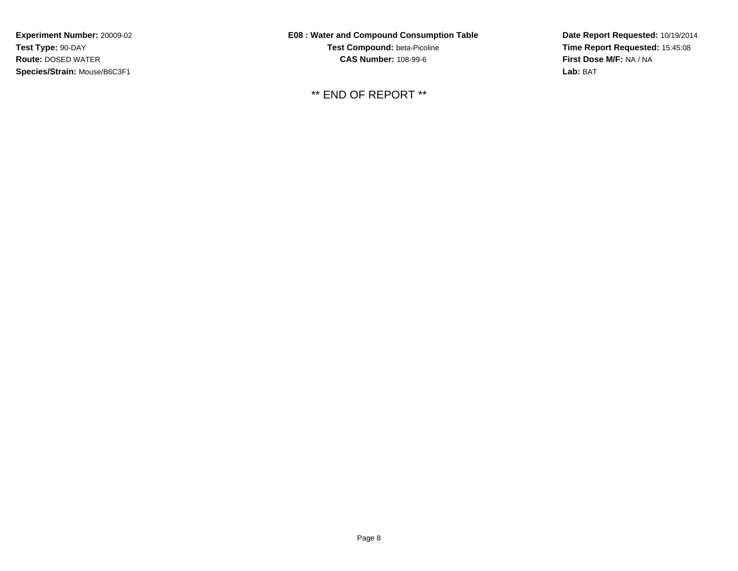**Experiment Number:** 20009-02
**Test Type:** 90-DAY
**Route:** DOSED WATER
**Species/Strain:** Mouse/B6C3F1

**E08 : Water and Compound Consumption Table**
**Test Compound:** beta-Picoline
**CAS Number:** 108-99-6

**Date Report Requested:** 10/19/2014
**Time Report Requested:** 15:45:08
**First Dose M/F:** NA / NA
**Lab:** BAT

** END OF REPORT **